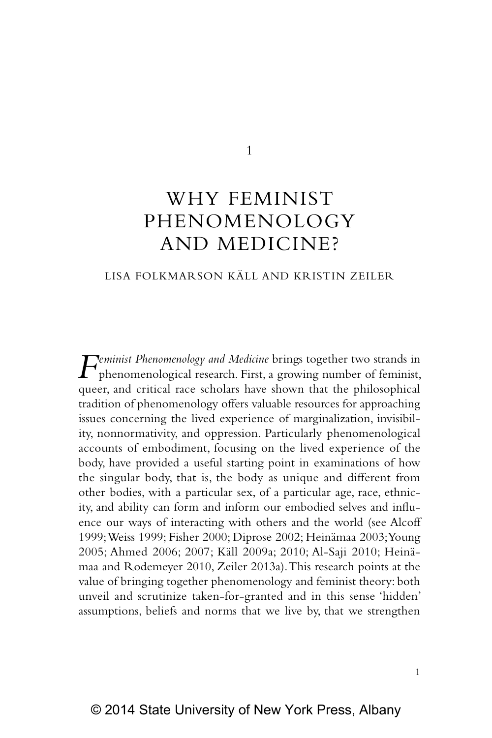# 1

# WHY FEMINIST PHENOMENOLOGY AND MEDICINE?

LISA FOLKMARSON KÄLL AND KRISTIN ZEILER

*Feminist Phenomenology and Medicine* brings together two strands in phenomenological research. First, a growing number of feminist, queer, and critical race scholars have shown that the philosophical tradition of phenomenology offers valuable resources for approaching issues concerning the lived experience of marginalization, invisibility, nonnormativity, and oppression. Particularly phenomenological accounts of embodiment, focusing on the lived experience of the body, have provided a useful starting point in examinations of how the singular body, that is, the body as unique and different from other bodies, with a particular sex, of a particular age, race, ethnicity, and ability can form and inform our embodied selves and influence our ways of interacting with others and the world (see Alcoff 1999; Weiss 1999; Fisher 2000; Diprose 2002; Heinämaa 2003; Young 2005; Ahmed 2006; 2007; Käll 2009a; 2010; Al-Saji 2010; Heinämaa and Rodemeyer 2010, Zeiler 2013a). This research points at the value of bringing together phenomenology and feminist theory: both unveil and scrutinize taken-for-granted and in this sense 'hidden' assumptions, beliefs and norms that we live by, that we strengthen

© 2014 State University of New York Press, Albany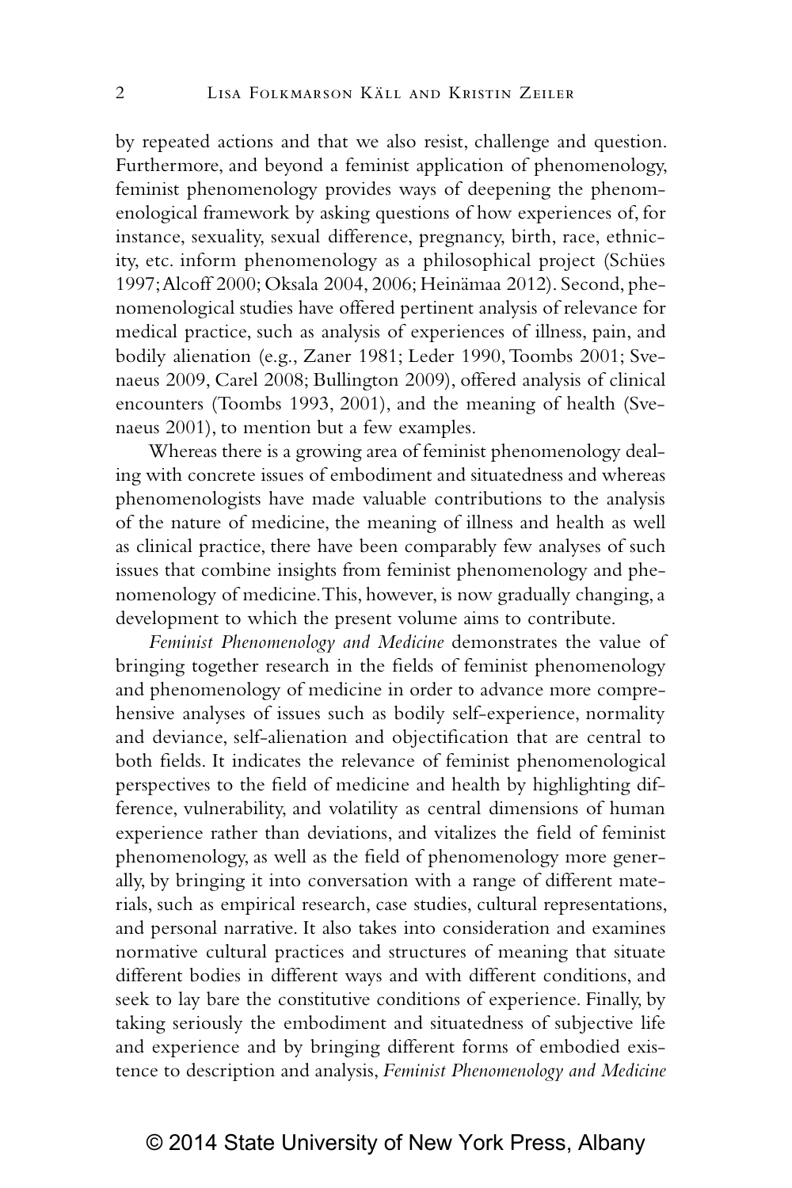by repeated actions and that we also resist, challenge and question. Furthermore, and beyond a feminist application of phenomenology, feminist phenomenology provides ways of deepening the phenomenological framework by asking questions of how experiences of, for instance, sexuality, sexual difference, pregnancy, birth, race, ethnicity, etc. inform phenomenology as a philosophical project (Schües 1997; Alcoff 2000; Oksala 2004, 2006; Heinämaa 2012). Second, phenomenological studies have offered pertinent analysis of relevance for medical practice, such as analysis of experiences of illness, pain, and bodily alienation (e.g., Zaner 1981; Leder 1990, Toombs 2001; Svenaeus 2009, Carel 2008; Bullington 2009), offered analysis of clinical encounters (Toombs 1993, 2001), and the meaning of health (Svenaeus 2001), to mention but a few examples.

Whereas there is a growing area of feminist phenomenology dealing with concrete issues of embodiment and situatedness and whereas phenomenologists have made valuable contributions to the analysis of the nature of medicine, the meaning of illness and health as well as clinical practice, there have been comparably few analyses of such issues that combine insights from feminist phenomenology and phenomenology of medicine. This, however, is now gradually changing, a development to which the present volume aims to contribute.

*Feminist Phenomenology and Medicine* demonstrates the value of bringing together research in the fields of feminist phenomenology and phenomenology of medicine in order to advance more comprehensive analyses of issues such as bodily self-experience, normality and deviance, self-alienation and objectification that are central to both fields. It indicates the relevance of feminist phenomenological perspectives to the field of medicine and health by highlighting difference, vulnerability, and volatility as central dimensions of human experience rather than deviations, and vitalizes the field of feminist phenomenology, as well as the field of phenomenology more generally, by bringing it into conversation with a range of different materials, such as empirical research, case studies, cultural representations, and personal narrative. It also takes into consideration and examines normative cultural practices and structures of meaning that situate different bodies in different ways and with different conditions, and seek to lay bare the constitutive conditions of experience. Finally, by taking seriously the embodiment and situatedness of subjective life and experience and by bringing different forms of embodied existence to description and analysis, *Feminist Phenomenology and Medicine*

© 2014 State University of New York Press, Albany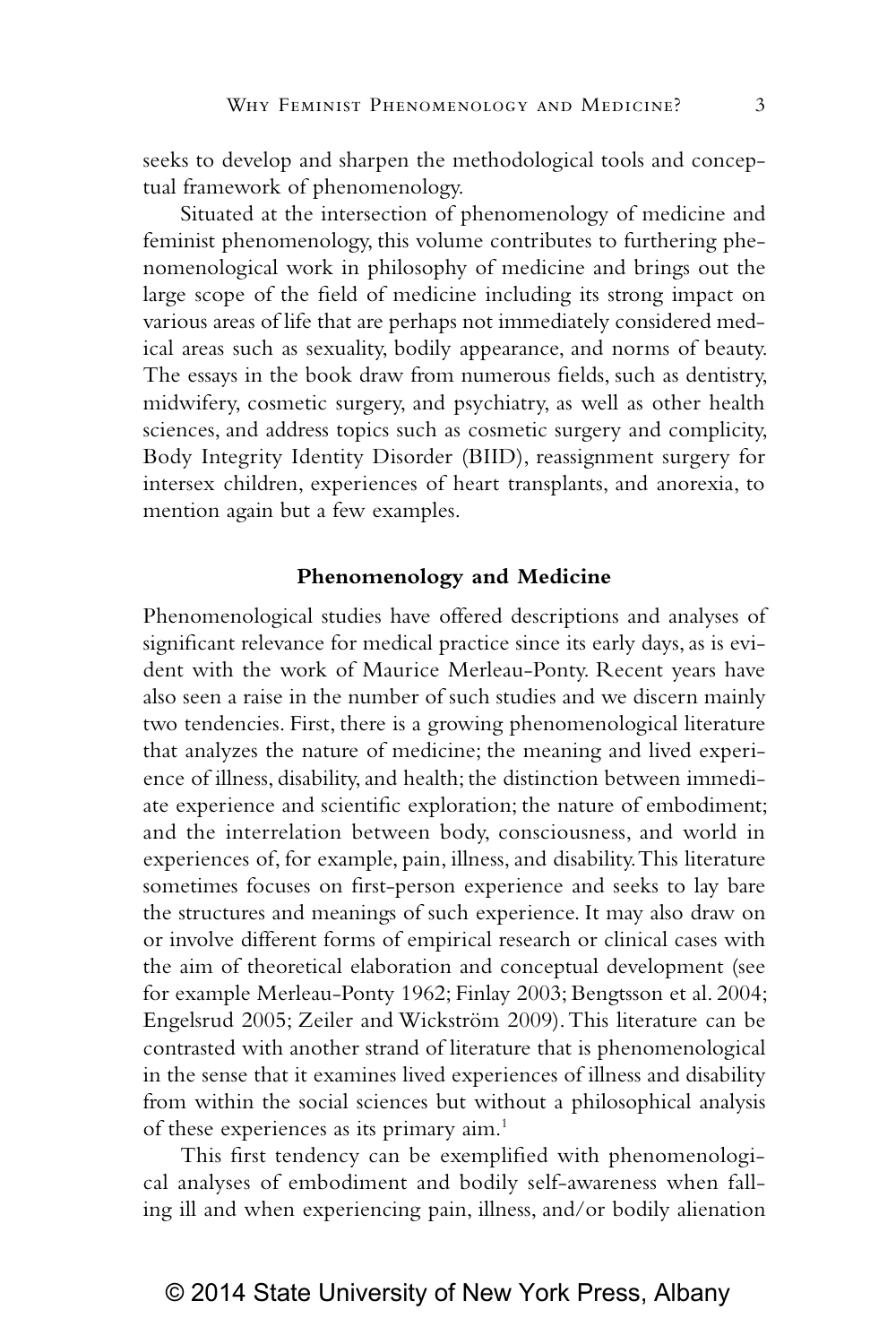seeks to develop and sharpen the methodological tools and conceptual framework of phenomenology.

Situated at the intersection of phenomenology of medicine and feminist phenomenology, this volume contributes to furthering phenomenological work in philosophy of medicine and brings out the large scope of the field of medicine including its strong impact on various areas of life that are perhaps not immediately considered medical areas such as sexuality, bodily appearance, and norms of beauty. The essays in the book draw from numerous fields, such as dentistry, midwifery, cosmetic surgery, and psychiatry, as well as other health sciences, and address topics such as cosmetic surgery and complicity, Body Integrity Identity Disorder (BIID), reassignment surgery for intersex children, experiences of heart transplants, and anorexia, to mention again but a few examples.

## Phenomenology and Medicine

Phenomenological studies have offered descriptions and analyses of significant relevance for medical practice since its early days, as is evident with the work of Maurice Merleau-Ponty. Recent years have also seen a raise in the number of such studies and we discern mainly two tendencies. First, there is a growing phenomenological literature that analyzes the nature of medicine; the meaning and lived experience of illness, disability, and health; the distinction between immediate experience and scientific exploration; the nature of embodiment; and the interrelation between body, consciousness, and world in experiences of, for example, pain, illness, and disability. This literature sometimes focuses on first-person experience and seeks to lay bare the structures and meanings of such experience. It may also draw on or involve different forms of empirical research or clinical cases with the aim of theoretical elaboration and conceptual development (see for example Merleau-Ponty 1962; Finlay 2003; Bengtsson et al. 2004; Engelsrud 2005; Zeiler and Wickström 2009). This literature can be contrasted with another strand of literature that is phenomenological in the sense that it examines lived experiences of illness and disability from within the social sciences but without a philosophical analysis of these experiences as its primary aim.[1]

This first tendency can be exemplified with phenomenological analyses of embodiment and bodily self-awareness when falling ill and when experiencing pain, illness, and/or bodily alienation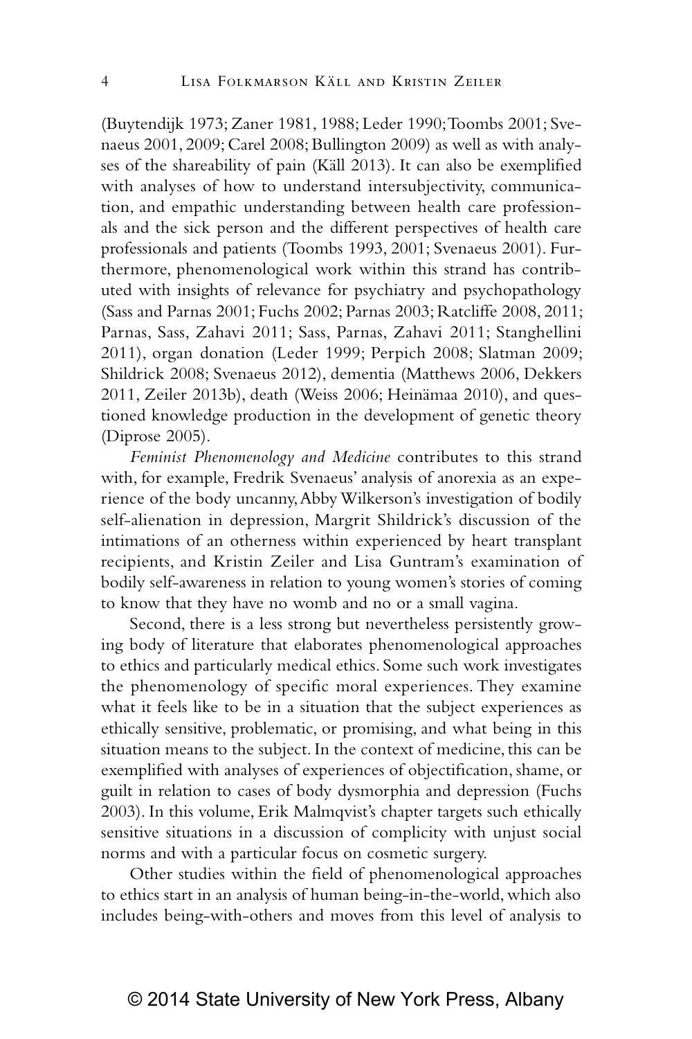(Buytendijk 1973; Zaner 1981, 1988; Leder 1990; Toombs 2001; Svenaeus 2001, 2009; Carel 2008; Bullington 2009) as well as with analyses of the shareability of pain (Käll 2013). It can also be exemplified with analyses of how to understand intersubjectivity, communication, and empathic understanding between health care professionals and the sick person and the different perspectives of health care professionals and patients (Toombs 1993, 2001; Svenaeus 2001). Furthermore, phenomenological work within this strand has contributed with insights of relevance for psychiatry and psychopathology (Sass and Parnas 2001; Fuchs 2002; Parnas 2003; Ratcliffe 2008, 2011; Parnas, Sass, Zahavi 2011; Sass, Parnas, Zahavi 2011; Stanghellini 2011), organ donation (Leder 1999; Perpich 2008; Slatman 2009; Shildrick 2008; Svenaeus 2012), dementia (Matthews 2006, Dekkers 2011, Zeiler 2013b), death (Weiss 2006; Heinämaa 2010), and questioned knowledge production in the development of genetic theory (Diprose 2005).

*Feminist Phenomenology and Medicine* contributes to this strand with, for example, Fredrik Svenaeus' analysis of anorexia as an experience of the body uncanny, Abby Wilkerson's investigation of bodily self-alienation in depression, Margrit Shildrick's discussion of the intimations of an otherness within experienced by heart transplant recipients, and Kristin Zeiler and Lisa Guntram's examination of bodily self-awareness in relation to young women's stories of coming to know that they have no womb and no or a small vagina.

Second, there is a less strong but nevertheless persistently growing body of literature that elaborates phenomenological approaches to ethics and particularly medical ethics. Some such work investigates the phenomenology of specific moral experiences. They examine what it feels like to be in a situation that the subject experiences as ethically sensitive, problematic, or promising, and what being in this situation means to the subject. In the context of medicine, this can be exemplified with analyses of experiences of objectification, shame, or guilt in relation to cases of body dysmorphia and depression (Fuchs 2003). In this volume, Erik Malmqvist's chapter targets such ethically sensitive situations in a discussion of complicity with unjust social norms and with a particular focus on cosmetic surgery.

Other studies within the field of phenomenological approaches to ethics start in an analysis of human being-in-the-world, which also includes being-with-others and moves from this level of analysis to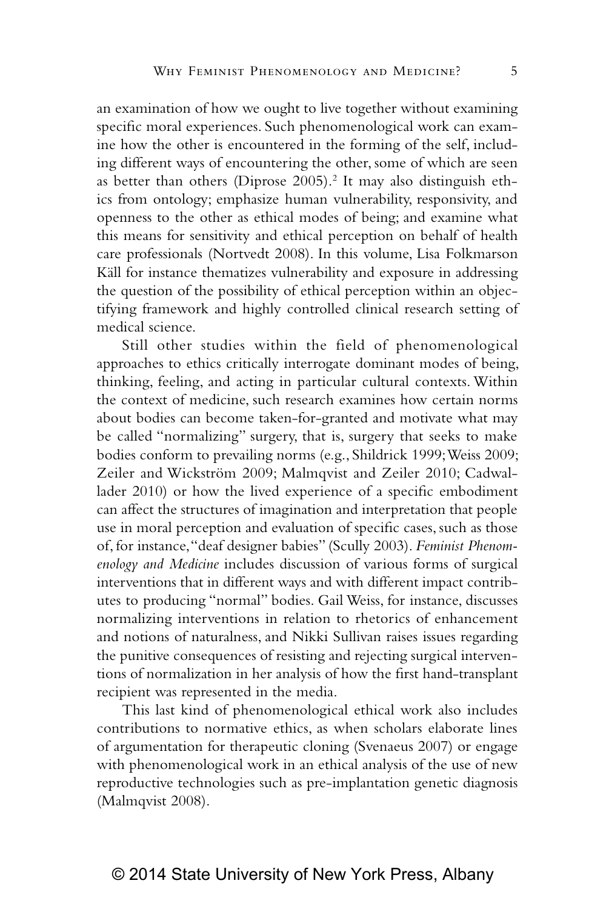an examination of how we ought to live together without examining specific moral experiences. Such phenomenological work can examine how the other is encountered in the forming of the self, including different ways of encountering the other, some of which are seen as better than others (Diprose 2005).[2] It may also distinguish ethics from ontology; emphasize human vulnerability, responsivity, and openness to the other as ethical modes of being; and examine what this means for sensitivity and ethical perception on behalf of health care professionals (Nortvedt 2008). In this volume, Lisa Folkmarson Käll for instance thematizes vulnerability and exposure in addressing the question of the possibility of ethical perception within an objectifying framework and highly controlled clinical research setting of medical science.

Still other studies within the field of phenomenological approaches to ethics critically interrogate dominant modes of being, thinking, feeling, and acting in particular cultural contexts. Within the context of medicine, such research examines how certain norms about bodies can become taken-for-granted and motivate what may be called "normalizing" surgery, that is, surgery that seeks to make bodies conform to prevailing norms (e.g., Shildrick 1999; Weiss 2009; Zeiler and Wickström 2009; Malmqvist and Zeiler 2010; Cadwallader 2010) or how the lived experience of a specific embodiment can affect the structures of imagination and interpretation that people use in moral perception and evaluation of specific cases, such as those of, for instance, "deaf designer babies" (Scully 2003). *Feminist Phenomenology and Medicine* includes discussion of various forms of surgical interventions that in different ways and with different impact contributes to producing "normal" bodies. Gail Weiss, for instance, discusses normalizing interventions in relation to rhetorics of enhancement and notions of naturalness, and Nikki Sullivan raises issues regarding the punitive consequences of resisting and rejecting surgical interventions of normalization in her analysis of how the first hand-transplant recipient was represented in the media.

This last kind of phenomenological ethical work also includes contributions to normative ethics, as when scholars elaborate lines of argumentation for therapeutic cloning (Svenaeus 2007) or engage with phenomenological work in an ethical analysis of the use of new reproductive technologies such as pre-implantation genetic diagnosis (Malmqvist 2008).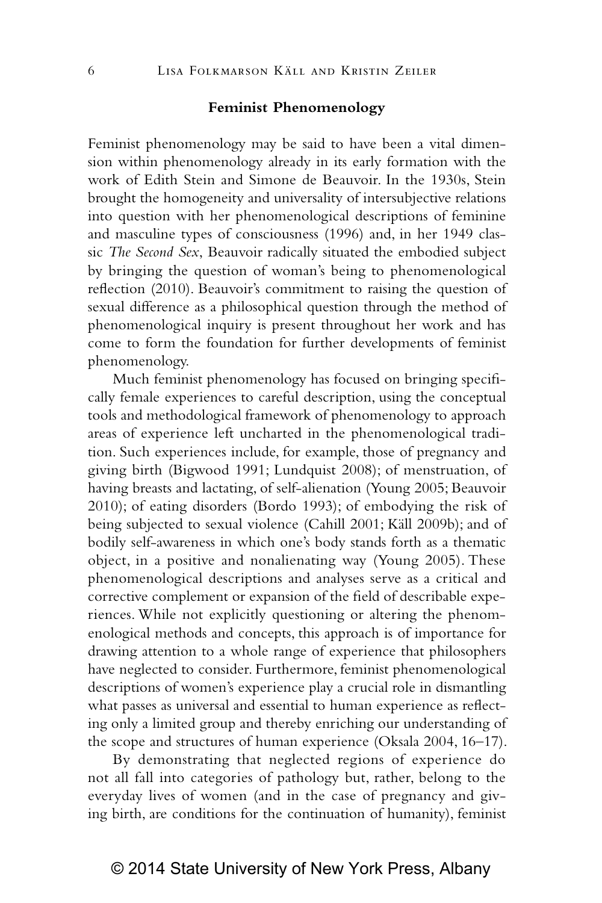## Feminist Phenomenology

Feminist phenomenology may be said to have been a vital dimension within phenomenology already in its early formation with the work of Edith Stein and Simone de Beauvoir. In the 1930s, Stein brought the homogeneity and universality of intersubjective relations into question with her phenomenological descriptions of feminine and masculine types of consciousness (1996) and, in her 1949 classic *The Second Sex*, Beauvoir radically situated the embodied subject by bringing the question of woman's being to phenomenological reflection (2010). Beauvoir's commitment to raising the question of sexual difference as a philosophical question through the method of phenomenological inquiry is present throughout her work and has come to form the foundation for further developments of feminist phenomenology.

Much feminist phenomenology has focused on bringing specifically female experiences to careful description, using the conceptual tools and methodological framework of phenomenology to approach areas of experience left uncharted in the phenomenological tradition. Such experiences include, for example, those of pregnancy and giving birth (Bigwood 1991; Lundquist 2008); of menstruation, of having breasts and lactating, of self-alienation (Young 2005; Beauvoir 2010); of eating disorders (Bordo 1993); of embodying the risk of being subjected to sexual violence (Cahill 2001; Käll 2009b); and of bodily self-awareness in which one's body stands forth as a thematic object, in a positive and nonalienating way (Young 2005). These phenomenological descriptions and analyses serve as a critical and corrective complement or expansion of the field of describable experiences. While not explicitly questioning or altering the phenomenological methods and concepts, this approach is of importance for drawing attention to a whole range of experience that philosophers have neglected to consider. Furthermore, feminist phenomenological descriptions of women's experience play a crucial role in dismantling what passes as universal and essential to human experience as reflecting only a limited group and thereby enriching our understanding of the scope and structures of human experience (Oksala 2004, 16–17).

By demonstrating that neglected regions of experience do not all fall into categories of pathology but, rather, belong to the everyday lives of women (and in the case of pregnancy and giving birth, are conditions for the continuation of humanity), feminist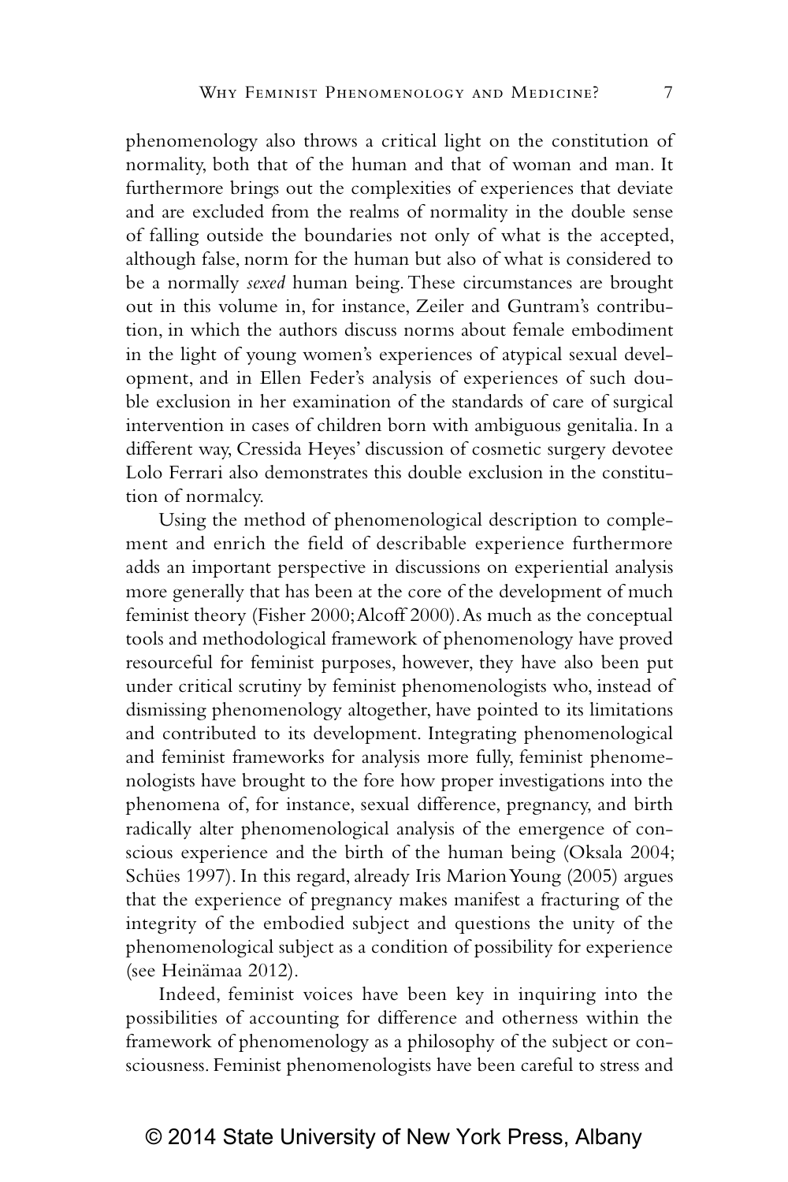phenomenology also throws a critical light on the constitution of normality, both that of the human and that of woman and man. It furthermore brings out the complexities of experiences that deviate and are excluded from the realms of normality in the double sense of falling outside the boundaries not only of what is the accepted, although false, norm for the human but also of what is considered to be a normally *sexed* human being. These circumstances are brought out in this volume in, for instance, Zeiler and Guntram's contribution, in which the authors discuss norms about female embodiment in the light of young women's experiences of atypical sexual development, and in Ellen Feder's analysis of experiences of such double exclusion in her examination of the standards of care of surgical intervention in cases of children born with ambiguous genitalia. In a different way, Cressida Heyes' discussion of cosmetic surgery devotee Lolo Ferrari also demonstrates this double exclusion in the constitution of normalcy.

Using the method of phenomenological description to complement and enrich the field of describable experience furthermore adds an important perspective in discussions on experiential analysis more generally that has been at the core of the development of much feminist theory (Fisher 2000; Alcoff 2000). As much as the conceptual tools and methodological framework of phenomenology have proved resourceful for feminist purposes, however, they have also been put under critical scrutiny by feminist phenomenologists who, instead of dismissing phenomenology altogether, have pointed to its limitations and contributed to its development. Integrating phenomenological and feminist frameworks for analysis more fully, feminist phenomenologists have brought to the fore how proper investigations into the phenomena of, for instance, sexual difference, pregnancy, and birth radically alter phenomenological analysis of the emergence of conscious experience and the birth of the human being (Oksala 2004; Schües 1997). In this regard, already Iris Marion Young (2005) argues that the experience of pregnancy makes manifest a fracturing of the integrity of the embodied subject and questions the unity of the phenomenological subject as a condition of possibility for experience (see Heinämaa 2012).

Indeed, feminist voices have been key in inquiring into the possibilities of accounting for difference and otherness within the framework of phenomenology as a philosophy of the subject or consciousness. Feminist phenomenologists have been careful to stress and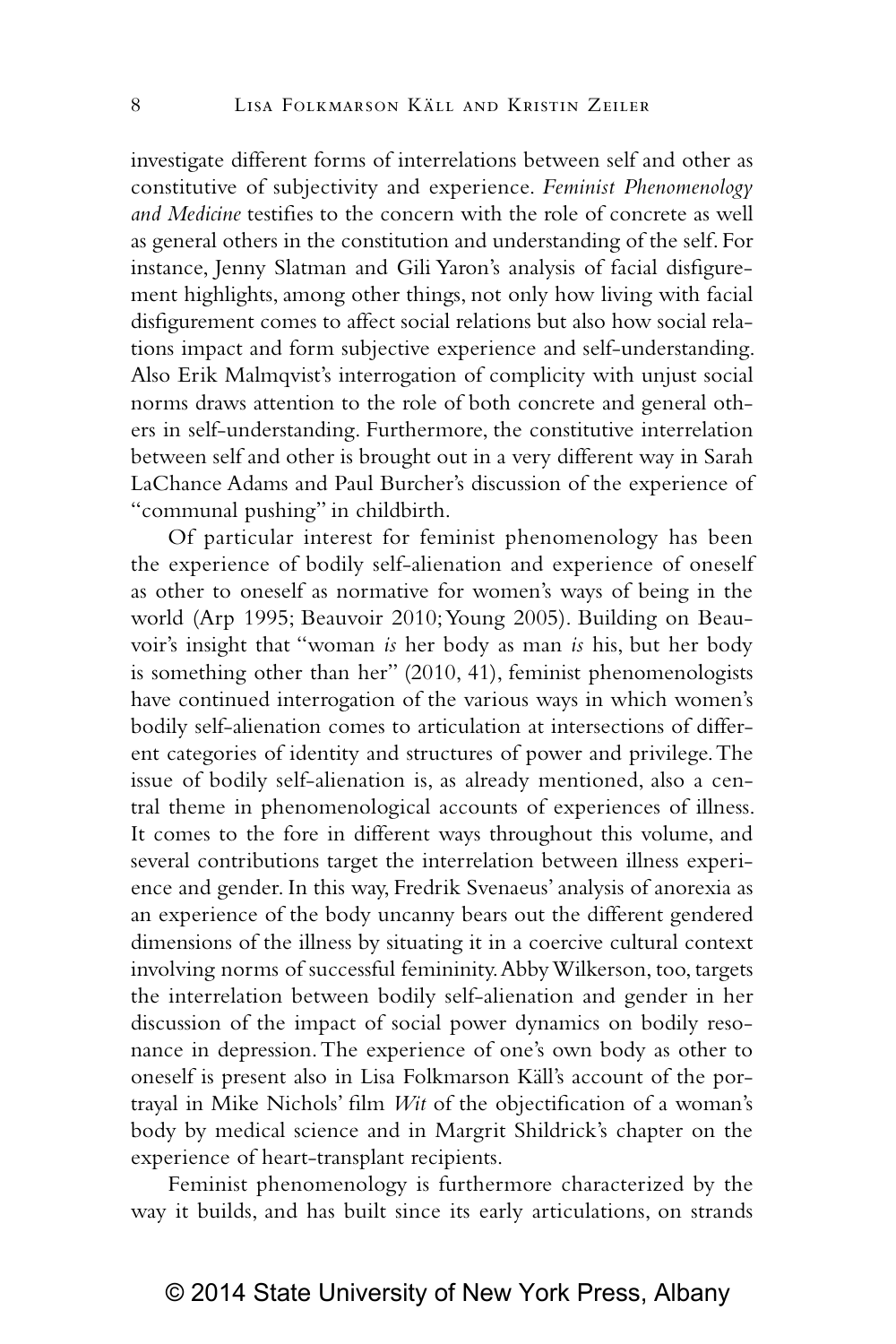investigate different forms of interrelations between self and other as constitutive of subjectivity and experience. *Feminist Phenomenology and Medicine* testifies to the concern with the role of concrete as well as general others in the constitution and understanding of the self. For instance, Jenny Slatman and Gili Yaron's analysis of facial disfigurement highlights, among other things, not only how living with facial disfigurement comes to affect social relations but also how social relations impact and form subjective experience and self-understanding. Also Erik Malmqvist's interrogation of complicity with unjust social norms draws attention to the role of both concrete and general others in self-understanding. Furthermore, the constitutive interrelation between self and other is brought out in a very different way in Sarah LaChance Adams and Paul Burcher's discussion of the experience of "communal pushing" in childbirth.

Of particular interest for feminist phenomenology has been the experience of bodily self-alienation and experience of oneself as other to oneself as normative for women's ways of being in the world (Arp 1995; Beauvoir 2010; Young 2005). Building on Beauvoir's insight that "woman *is* her body as man *is* his, but her body is something other than her" (2010, 41), feminist phenomenologists have continued interrogation of the various ways in which women's bodily self-alienation comes to articulation at intersections of different categories of identity and structures of power and privilege. The issue of bodily self-alienation is, as already mentioned, also a central theme in phenomenological accounts of experiences of illness. It comes to the fore in different ways throughout this volume, and several contributions target the interrelation between illness experience and gender. In this way, Fredrik Svenaeus' analysis of anorexia as an experience of the body uncanny bears out the different gendered dimensions of the illness by situating it in a coercive cultural context involving norms of successful femininity. Abby Wilkerson, too, targets the interrelation between bodily self-alienation and gender in her discussion of the impact of social power dynamics on bodily resonance in depression. The experience of one's own body as other to oneself is present also in Lisa Folkmarson Käll's account of the portrayal in Mike Nichols' film *Wit* of the objectification of a woman's body by medical science and in Margrit Shildrick's chapter on the experience of heart-transplant recipients.

Feminist phenomenology is furthermore characterized by the way it builds, and has built since its early articulations, on strands

© 2014 State University of New York Press, Albany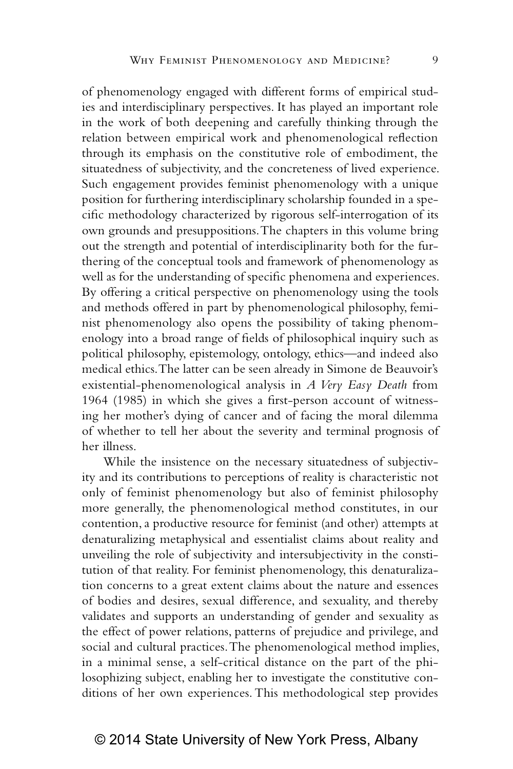of phenomenology engaged with different forms of empirical studies and interdisciplinary perspectives. It has played an important role in the work of both deepening and carefully thinking through the relation between empirical work and phenomenological reflection through its emphasis on the constitutive role of embodiment, the situatedness of subjectivity, and the concreteness of lived experience. Such engagement provides feminist phenomenology with a unique position for furthering interdisciplinary scholarship founded in a specific methodology characterized by rigorous self-interrogation of its own grounds and presuppositions. The chapters in this volume bring out the strength and potential of interdisciplinarity both for the furthering of the conceptual tools and framework of phenomenology as well as for the understanding of specific phenomena and experiences. By offering a critical perspective on phenomenology using the tools and methods offered in part by phenomenological philosophy, feminist phenomenology also opens the possibility of taking phenomenology into a broad range of fields of philosophical inquiry such as political philosophy, epistemology, ontology, ethics—and indeed also medical ethics. The latter can be seen already in Simone de Beauvoir's existential-phenomenological analysis in *A Very Easy Death* from 1964 (1985) in which she gives a first-person account of witnessing her mother's dying of cancer and of facing the moral dilemma of whether to tell her about the severity and terminal prognosis of her illness.

While the insistence on the necessary situatedness of subjectivity and its contributions to perceptions of reality is characteristic not only of feminist phenomenology but also of feminist philosophy more generally, the phenomenological method constitutes, in our contention, a productive resource for feminist (and other) attempts at denaturalizing metaphysical and essentialist claims about reality and unveiling the role of subjectivity and intersubjectivity in the constitution of that reality. For feminist phenomenology, this denaturalization concerns to a great extent claims about the nature and essences of bodies and desires, sexual difference, and sexuality, and thereby validates and supports an understanding of gender and sexuality as the effect of power relations, patterns of prejudice and privilege, and social and cultural practices. The phenomenological method implies, in a minimal sense, a self-critical distance on the part of the philosophizing subject, enabling her to investigate the constitutive conditions of her own experiences. This methodological step provides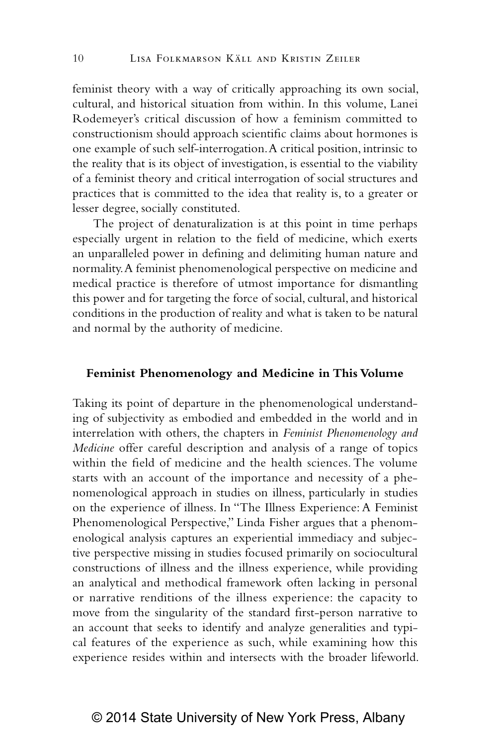feminist theory with a way of critically approaching its own social, cultural, and historical situation from within. In this volume, Lanei Rodemeyer's critical discussion of how a feminism committed to constructionism should approach scientific claims about hormones is one example of such self-interrogation. A critical position, intrinsic to the reality that is its object of investigation, is essential to the viability of a feminist theory and critical interrogation of social structures and practices that is committed to the idea that reality is, to a greater or lesser degree, socially constituted.

The project of denaturalization is at this point in time perhaps especially urgent in relation to the field of medicine, which exerts an unparalleled power in defining and delimiting human nature and normality. A feminist phenomenological perspective on medicine and medical practice is therefore of utmost importance for dismantling this power and for targeting the force of social, cultural, and historical conditions in the production of reality and what is taken to be natural and normal by the authority of medicine.

## Feminist Phenomenology and Medicine in This Volume

Taking its point of departure in the phenomenological understanding of subjectivity as embodied and embedded in the world and in interrelation with others, the chapters in *Feminist Phenomenology and Medicine* offer careful description and analysis of a range of topics within the field of medicine and the health sciences. The volume starts with an account of the importance and necessity of a phenomenological approach in studies on illness, particularly in studies on the experience of illness. In "The Illness Experience: A Feminist Phenomenological Perspective," Linda Fisher argues that a phenomenological analysis captures an experiential immediacy and subjective perspective missing in studies focused primarily on sociocultural constructions of illness and the illness experience, while providing an analytical and methodical framework often lacking in personal or narrative renditions of the illness experience: the capacity to move from the singularity of the standard first-person narrative to an account that seeks to identify and analyze generalities and typical features of the experience as such, while examining how this experience resides within and intersects with the broader lifeworld.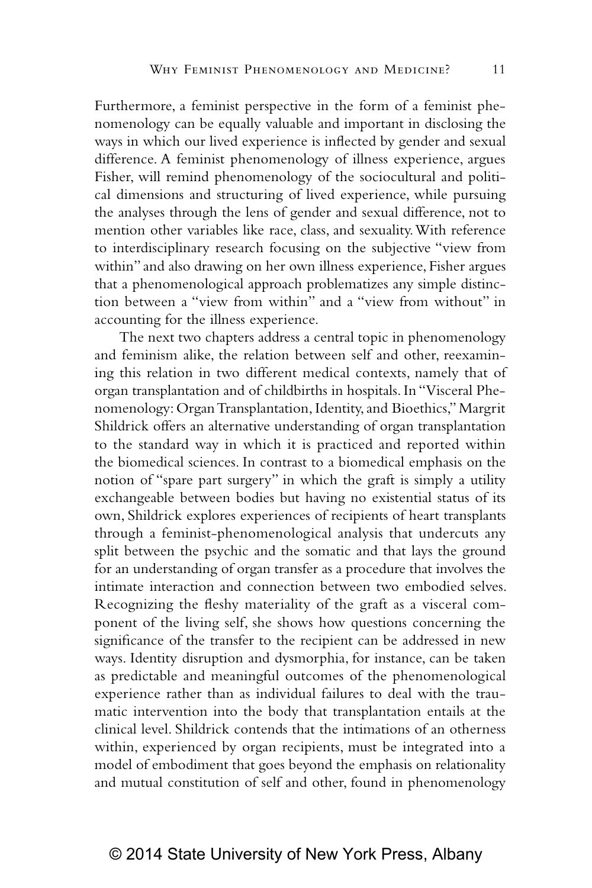Furthermore, a feminist perspective in the form of a feminist phenomenology can be equally valuable and important in disclosing the ways in which our lived experience is inflected by gender and sexual difference. A feminist phenomenology of illness experience, argues Fisher, will remind phenomenology of the sociocultural and political dimensions and structuring of lived experience, while pursuing the analyses through the lens of gender and sexual difference, not to mention other variables like race, class, and sexuality. With reference to interdisciplinary research focusing on the subjective "view from within" and also drawing on her own illness experience, Fisher argues that a phenomenological approach problematizes any simple distinction between a "view from within" and a "view from without" in accounting for the illness experience.

The next two chapters address a central topic in phenomenology and feminism alike, the relation between self and other, reexamining this relation in two different medical contexts, namely that of organ transplantation and of childbirths in hospitals. In "Visceral Phenomenology: Organ Transplantation, Identity, and Bioethics," Margrit Shildrick offers an alternative understanding of organ transplantation to the standard way in which it is practiced and reported within the biomedical sciences. In contrast to a biomedical emphasis on the notion of "spare part surgery" in which the graft is simply a utility exchangeable between bodies but having no existential status of its own, Shildrick explores experiences of recipients of heart transplants through a feminist-phenomenological analysis that undercuts any split between the psychic and the somatic and that lays the ground for an understanding of organ transfer as a procedure that involves the intimate interaction and connection between two embodied selves. Recognizing the fleshy materiality of the graft as a visceral component of the living self, she shows how questions concerning the significance of the transfer to the recipient can be addressed in new ways. Identity disruption and dysmorphia, for instance, can be taken as predictable and meaningful outcomes of the phenomenological experience rather than as individual failures to deal with the traumatic intervention into the body that transplantation entails at the clinical level. Shildrick contends that the intimations of an otherness within, experienced by organ recipients, must be integrated into a model of embodiment that goes beyond the emphasis on relationality and mutual constitution of self and other, found in phenomenology

© 2014 State University of New York Press, Albany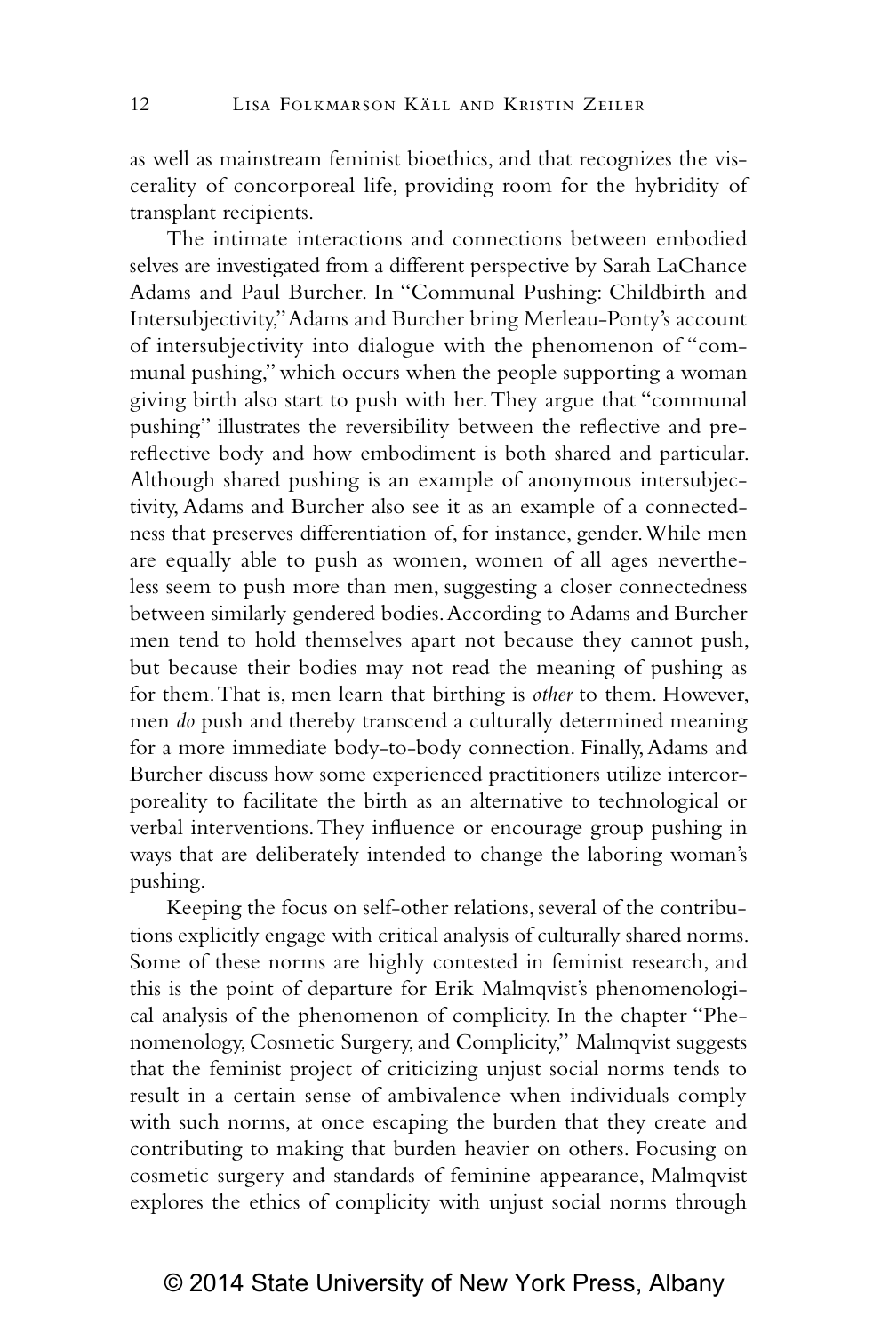as well as mainstream feminist bioethics, and that recognizes the viscerality of concorporeal life, providing room for the hybridity of transplant recipients.

The intimate interactions and connections between embodied selves are investigated from a different perspective by Sarah LaChance Adams and Paul Burcher. In "Communal Pushing: Childbirth and Intersubjectivity," Adams and Burcher bring Merleau-Ponty's account of intersubjectivity into dialogue with the phenomenon of "communal pushing," which occurs when the people supporting a woman giving birth also start to push with her. They argue that "communal pushing" illustrates the reversibility between the reflective and prereflective body and how embodiment is both shared and particular. Although shared pushing is an example of anonymous intersubjectivity, Adams and Burcher also see it as an example of a connectedness that preserves differentiation of, for instance, gender. While men are equally able to push as women, women of all ages nevertheless seem to push more than men, suggesting a closer connectedness between similarly gendered bodies. According to Adams and Burcher men tend to hold themselves apart not because they cannot push, but because their bodies may not read the meaning of pushing as for them. That is, men learn that birthing is *other* to them. However, men *do* push and thereby transcend a culturally determined meaning for a more immediate body-to-body connection. Finally, Adams and Burcher discuss how some experienced practitioners utilize intercorporeality to facilitate the birth as an alternative to technological or verbal interventions. They influence or encourage group pushing in ways that are deliberately intended to change the laboring woman's pushing.

Keeping the focus on self-other relations, several of the contributions explicitly engage with critical analysis of culturally shared norms. Some of these norms are highly contested in feminist research, and this is the point of departure for Erik Malmqvist's phenomenological analysis of the phenomenon of complicity. In the chapter "Phenomenology, Cosmetic Surgery, and Complicity," Malmqvist suggests that the feminist project of criticizing unjust social norms tends to result in a certain sense of ambivalence when individuals comply with such norms, at once escaping the burden that they create and contributing to making that burden heavier on others. Focusing on cosmetic surgery and standards of feminine appearance, Malmqvist explores the ethics of complicity with unjust social norms through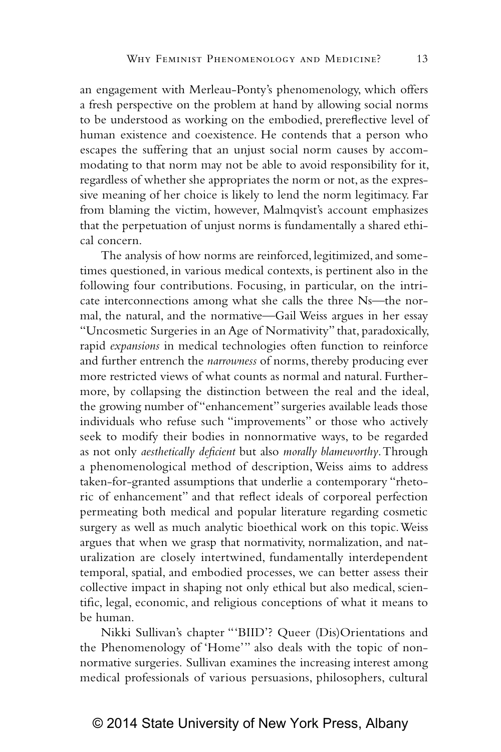an engagement with Merleau-Ponty's phenomenology, which offers a fresh perspective on the problem at hand by allowing social norms to be understood as working on the embodied, prereflective level of human existence and coexistence. He contends that a person who escapes the suffering that an unjust social norm causes by accommodating to that norm may not be able to avoid responsibility for it, regardless of whether she appropriates the norm or not, as the expressive meaning of her choice is likely to lend the norm legitimacy. Far from blaming the victim, however, Malmqvist's account emphasizes that the perpetuation of unjust norms is fundamentally a shared ethical concern.

The analysis of how norms are reinforced, legitimized, and sometimes questioned, in various medical contexts, is pertinent also in the following four contributions. Focusing, in particular, on the intricate interconnections among what she calls the three Ns—the normal, the natural, and the normative—Gail Weiss argues in her essay "Uncosmetic Surgeries in an Age of Normativity" that, paradoxically, rapid *expansions* in medical technologies often function to reinforce and further entrench the *narrowness* of norms, thereby producing ever more restricted views of what counts as normal and natural. Furthermore, by collapsing the distinction between the real and the ideal, the growing number of "enhancement" surgeries available leads those individuals who refuse such "improvements" or those who actively seek to modify their bodies in nonnormative ways, to be regarded as not only *aesthetically deficient* but also *morally blameworthy*. Through a phenomenological method of description, Weiss aims to address taken-for-granted assumptions that underlie a contemporary "rhetoric of enhancement" and that reflect ideals of corporeal perfection permeating both medical and popular literature regarding cosmetic surgery as well as much analytic bioethical work on this topic. Weiss argues that when we grasp that normativity, normalization, and naturalization are closely intertwined, fundamentally interdependent temporal, spatial, and embodied processes, we can better assess their collective impact in shaping not only ethical but also medical, scientific, legal, economic, and religious conceptions of what it means to be human.

Nikki Sullivan's chapter "'BIID'? Queer (Dis)Orientations and the Phenomenology of 'Home'" also deals with the topic of nonnormative surgeries. Sullivan examines the increasing interest among medical professionals of various persuasions, philosophers, cultural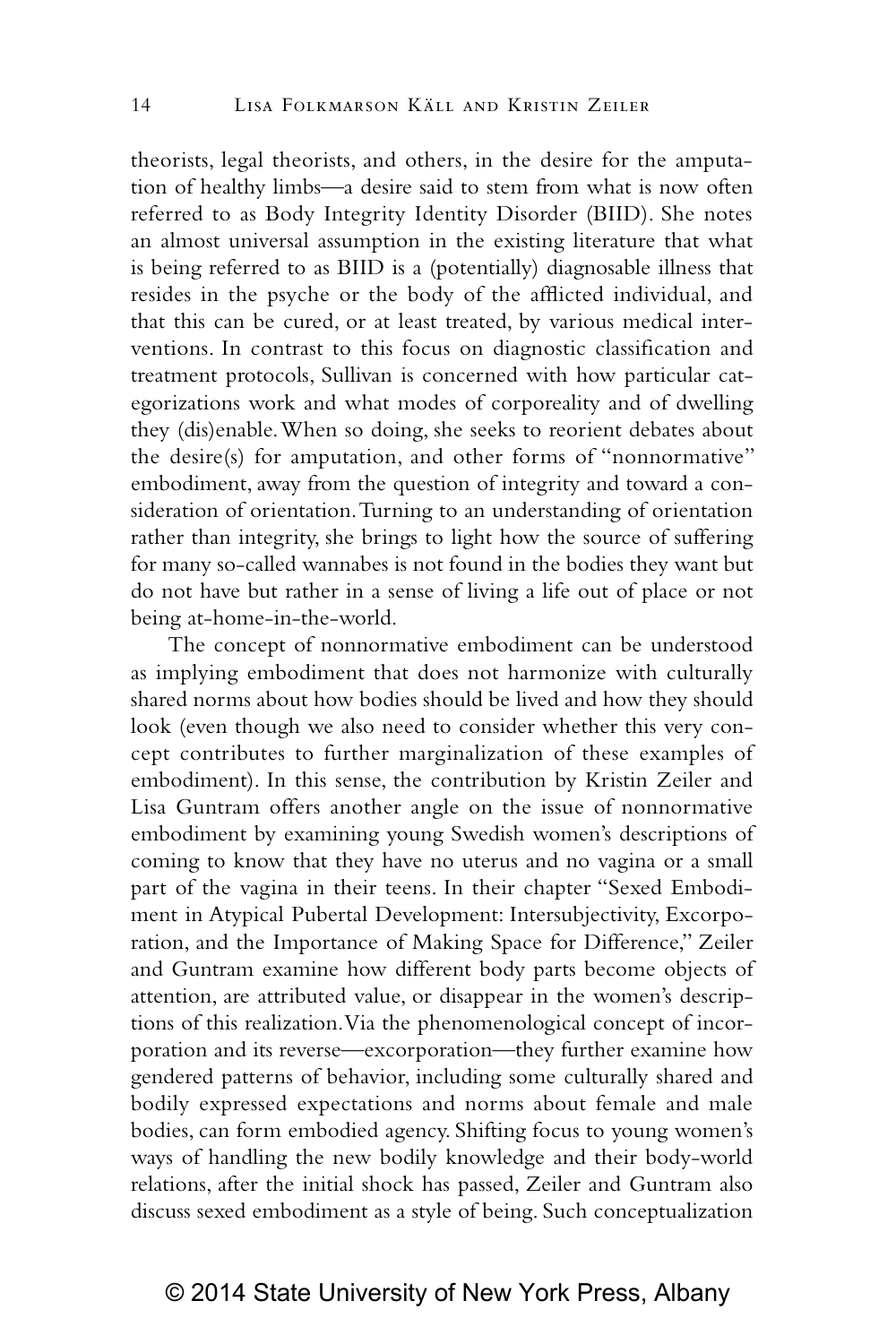theorists, legal theorists, and others, in the desire for the amputation of healthy limbs—a desire said to stem from what is now often referred to as Body Integrity Identity Disorder (BIID). She notes an almost universal assumption in the existing literature that what is being referred to as BIID is a (potentially) diagnosable illness that resides in the psyche or the body of the afflicted individual, and that this can be cured, or at least treated, by various medical interventions. In contrast to this focus on diagnostic classification and treatment protocols, Sullivan is concerned with how particular categorizations work and what modes of corporeality and of dwelling they (dis)enable. When so doing, she seeks to reorient debates about the desire(s) for amputation, and other forms of "nonnormative" embodiment, away from the question of integrity and toward a consideration of orientation. Turning to an understanding of orientation rather than integrity, she brings to light how the source of suffering for many so-called wannabes is not found in the bodies they want but do not have but rather in a sense of living a life out of place or not being at-home-in-the-world.

The concept of nonnormative embodiment can be understood as implying embodiment that does not harmonize with culturally shared norms about how bodies should be lived and how they should look (even though we also need to consider whether this very concept contributes to further marginalization of these examples of embodiment). In this sense, the contribution by Kristin Zeiler and Lisa Guntram offers another angle on the issue of nonnormative embodiment by examining young Swedish women's descriptions of coming to know that they have no uterus and no vagina or a small part of the vagina in their teens. In their chapter "Sexed Embodiment in Atypical Pubertal Development: Intersubjectivity, Excorporation, and the Importance of Making Space for Difference," Zeiler and Guntram examine how different body parts become objects of attention, are attributed value, or disappear in the women's descriptions of this realization. Via the phenomenological concept of incorporation and its reverse—excorporation—they further examine how gendered patterns of behavior, including some culturally shared and bodily expressed expectations and norms about female and male bodies, can form embodied agency. Shifting focus to young women's ways of handling the new bodily knowledge and their body-world relations, after the initial shock has passed, Zeiler and Guntram also discuss sexed embodiment as a style of being. Such conceptualization

© 2014 State University of New York Press, Albany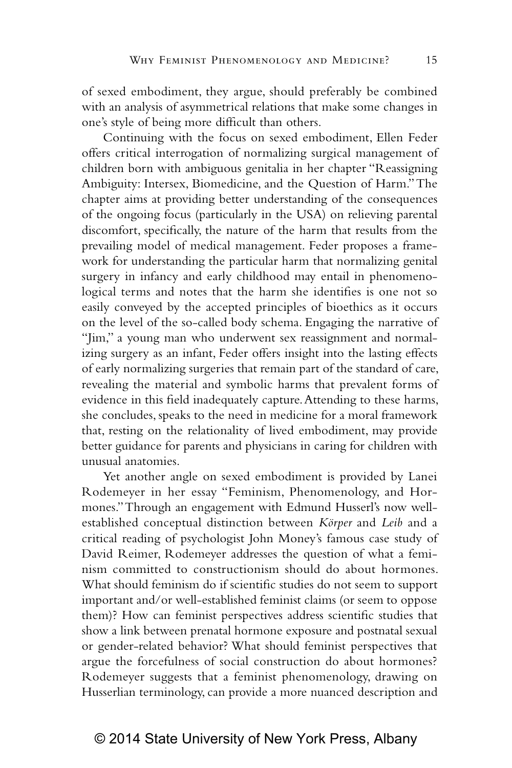of sexed embodiment, they argue, should preferably be combined with an analysis of asymmetrical relations that make some changes in one's style of being more difficult than others.

Continuing with the focus on sexed embodiment, Ellen Feder offers critical interrogation of normalizing surgical management of children born with ambiguous genitalia in her chapter "Reassigning Ambiguity: Intersex, Biomedicine, and the Question of Harm." The chapter aims at providing better understanding of the consequences of the ongoing focus (particularly in the USA) on relieving parental discomfort, specifically, the nature of the harm that results from the prevailing model of medical management. Feder proposes a framework for understanding the particular harm that normalizing genital surgery in infancy and early childhood may entail in phenomenological terms and notes that the harm she identifies is one not so easily conveyed by the accepted principles of bioethics as it occurs on the level of the so-called body schema. Engaging the narrative of "Jim," a young man who underwent sex reassignment and normalizing surgery as an infant, Feder offers insight into the lasting effects of early normalizing surgeries that remain part of the standard of care, revealing the material and symbolic harms that prevalent forms of evidence in this field inadequately capture. Attending to these harms, she concludes, speaks to the need in medicine for a moral framework that, resting on the relationality of lived embodiment, may provide better guidance for parents and physicians in caring for children with unusual anatomies.

Yet another angle on sexed embodiment is provided by Lanei Rodemeyer in her essay "Feminism, Phenomenology, and Hormones." Through an engagement with Edmund Husserl's now well-established conceptual distinction between *Körper* and *Leib* and a critical reading of psychologist John Money's famous case study of David Reimer, Rodemeyer addresses the question of what a feminism committed to constructionism should do about hormones. What should feminism do if scientific studies do not seem to support important and/or well-established feminist claims (or seem to oppose them)? How can feminist perspectives address scientific studies that show a link between prenatal hormone exposure and postnatal sexual or gender-related behavior? What should feminist perspectives that argue the forcefulness of social construction do about hormones? Rodemeyer suggests that a feminist phenomenology, drawing on Husserlian terminology, can provide a more nuanced description and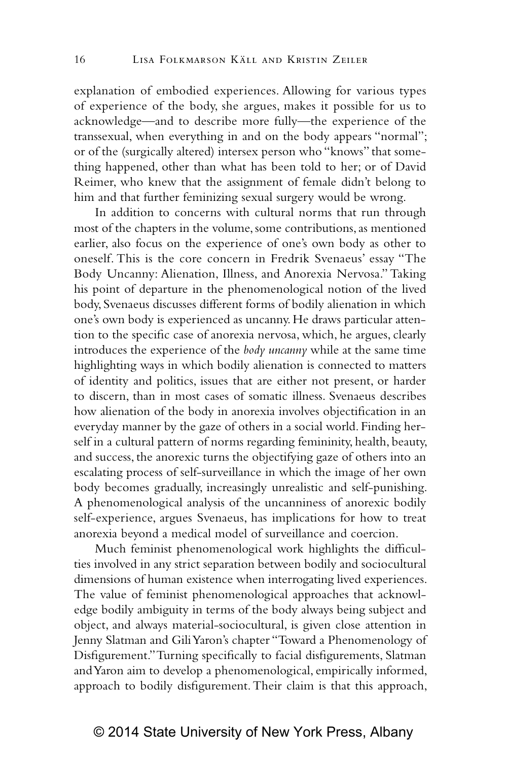explanation of embodied experiences. Allowing for various types of experience of the body, she argues, makes it possible for us to acknowledge—and to describe more fully—the experience of the transsexual, when everything in and on the body appears "normal"; or of the (surgically altered) intersex person who "knows" that something happened, other than what has been told to her; or of David Reimer, who knew that the assignment of female didn't belong to him and that further feminizing sexual surgery would be wrong.

In addition to concerns with cultural norms that run through most of the chapters in the volume, some contributions, as mentioned earlier, also focus on the experience of one's own body as other to oneself. This is the core concern in Fredrik Svenaeus' essay "The Body Uncanny: Alienation, Illness, and Anorexia Nervosa." Taking his point of departure in the phenomenological notion of the lived body, Svenaeus discusses different forms of bodily alienation in which one's own body is experienced as uncanny. He draws particular attention to the specific case of anorexia nervosa, which, he argues, clearly introduces the experience of the *body uncanny* while at the same time highlighting ways in which bodily alienation is connected to matters of identity and politics, issues that are either not present, or harder to discern, than in most cases of somatic illness. Svenaeus describes how alienation of the body in anorexia involves objectification in an everyday manner by the gaze of others in a social world. Finding herself in a cultural pattern of norms regarding femininity, health, beauty, and success, the anorexic turns the objectifying gaze of others into an escalating process of self-surveillance in which the image of her own body becomes gradually, increasingly unrealistic and self-punishing. A phenomenological analysis of the uncanniness of anorexic bodily self-experience, argues Svenaeus, has implications for how to treat anorexia beyond a medical model of surveillance and coercion.

Much feminist phenomenological work highlights the difficulties involved in any strict separation between bodily and sociocultural dimensions of human existence when interrogating lived experiences. The value of feminist phenomenological approaches that acknowledge bodily ambiguity in terms of the body always being subject and object, and always material-sociocultural, is given close attention in Jenny Slatman and Gili Yaron's chapter "Toward a Phenomenology of Disfigurement." Turning specifically to facial disfigurements, Slatman and Yaron aim to develop a phenomenological, empirically informed, approach to bodily disfigurement. Their claim is that this approach,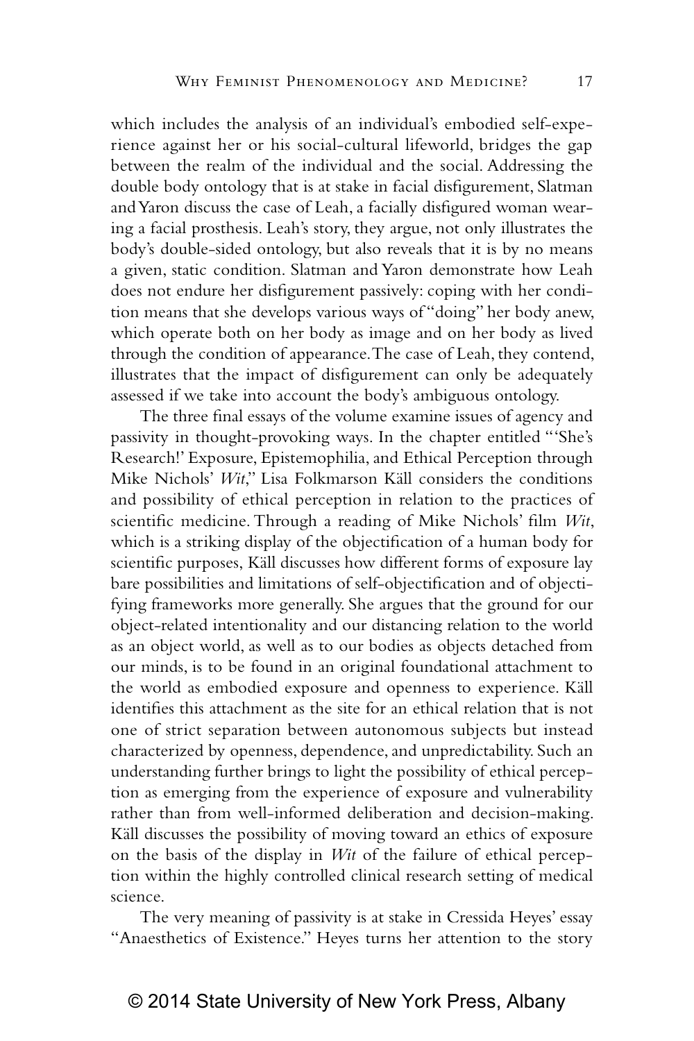which includes the analysis of an individual's embodied self-experience against her or his social-cultural lifeworld, bridges the gap between the realm of the individual and the social. Addressing the double body ontology that is at stake in facial disfigurement, Slatman and Yaron discuss the case of Leah, a facially disfigured woman wearing a facial prosthesis. Leah's story, they argue, not only illustrates the body's double-sided ontology, but also reveals that it is by no means a given, static condition. Slatman and Yaron demonstrate how Leah does not endure her disfigurement passively: coping with her condition means that she develops various ways of "doing" her body anew, which operate both on her body as image and on her body as lived through the condition of appearance. The case of Leah, they contend, illustrates that the impact of disfigurement can only be adequately assessed if we take into account the body's ambiguous ontology.

The three final essays of the volume examine issues of agency and passivity in thought-provoking ways. In the chapter entitled "'She's Research!' Exposure, Epistemophilia, and Ethical Perception through Mike Nichols' *Wit*," Lisa Folkmarson Käll considers the conditions and possibility of ethical perception in relation to the practices of scientific medicine. Through a reading of Mike Nichols' film *Wit*, which is a striking display of the objectification of a human body for scientific purposes, Käll discusses how different forms of exposure lay bare possibilities and limitations of self-objectification and of objectifying frameworks more generally. She argues that the ground for our object-related intentionality and our distancing relation to the world as an object world, as well as to our bodies as objects detached from our minds, is to be found in an original foundational attachment to the world as embodied exposure and openness to experience. Käll identifies this attachment as the site for an ethical relation that is not one of strict separation between autonomous subjects but instead characterized by openness, dependence, and unpredictability. Such an understanding further brings to light the possibility of ethical perception as emerging from the experience of exposure and vulnerability rather than from well-informed deliberation and decision-making. Käll discusses the possibility of moving toward an ethics of exposure on the basis of the display in *Wit* of the failure of ethical perception within the highly controlled clinical research setting of medical science.

The very meaning of passivity is at stake in Cressida Heyes' essay "Anaesthetics of Existence." Heyes turns her attention to the story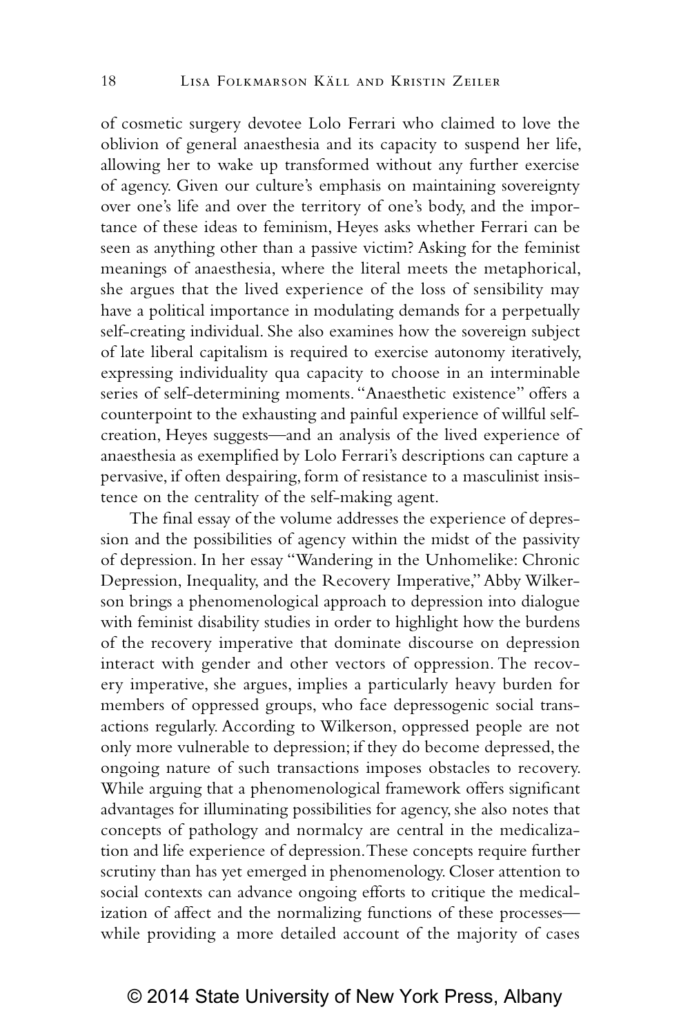of cosmetic surgery devotee Lolo Ferrari who claimed to love the oblivion of general anaesthesia and its capacity to suspend her life, allowing her to wake up transformed without any further exercise of agency. Given our culture's emphasis on maintaining sovereignty over one's life and over the territory of one's body, and the importance of these ideas to feminism, Heyes asks whether Ferrari can be seen as anything other than a passive victim? Asking for the feminist meanings of anaesthesia, where the literal meets the metaphorical, she argues that the lived experience of the loss of sensibility may have a political importance in modulating demands for a perpetually self-creating individual. She also examines how the sovereign subject of late liberal capitalism is required to exercise autonomy iteratively, expressing individuality qua capacity to choose in an interminable series of self-determining moments. "Anaesthetic existence" offers a counterpoint to the exhausting and painful experience of willful self-creation, Heyes suggests—and an analysis of the lived experience of anaesthesia as exemplified by Lolo Ferrari's descriptions can capture a pervasive, if often despairing, form of resistance to a masculinist insistence on the centrality of the self-making agent.

The final essay of the volume addresses the experience of depression and the possibilities of agency within the midst of the passivity of depression. In her essay "Wandering in the Unhomelike: Chronic Depression, Inequality, and the Recovery Imperative," Abby Wilkerson brings a phenomenological approach to depression into dialogue with feminist disability studies in order to highlight how the burdens of the recovery imperative that dominate discourse on depression interact with gender and other vectors of oppression. The recovery imperative, she argues, implies a particularly heavy burden for members of oppressed groups, who face depressogenic social transactions regularly. According to Wilkerson, oppressed people are not only more vulnerable to depression; if they do become depressed, the ongoing nature of such transactions imposes obstacles to recovery. While arguing that a phenomenological framework offers significant advantages for illuminating possibilities for agency, she also notes that concepts of pathology and normalcy are central in the medicalization and life experience of depression. These concepts require further scrutiny than has yet emerged in phenomenology. Closer attention to social contexts can advance ongoing efforts to critique the medicalization of affect and the normalizing functions of these processes—while providing a more detailed account of the majority of cases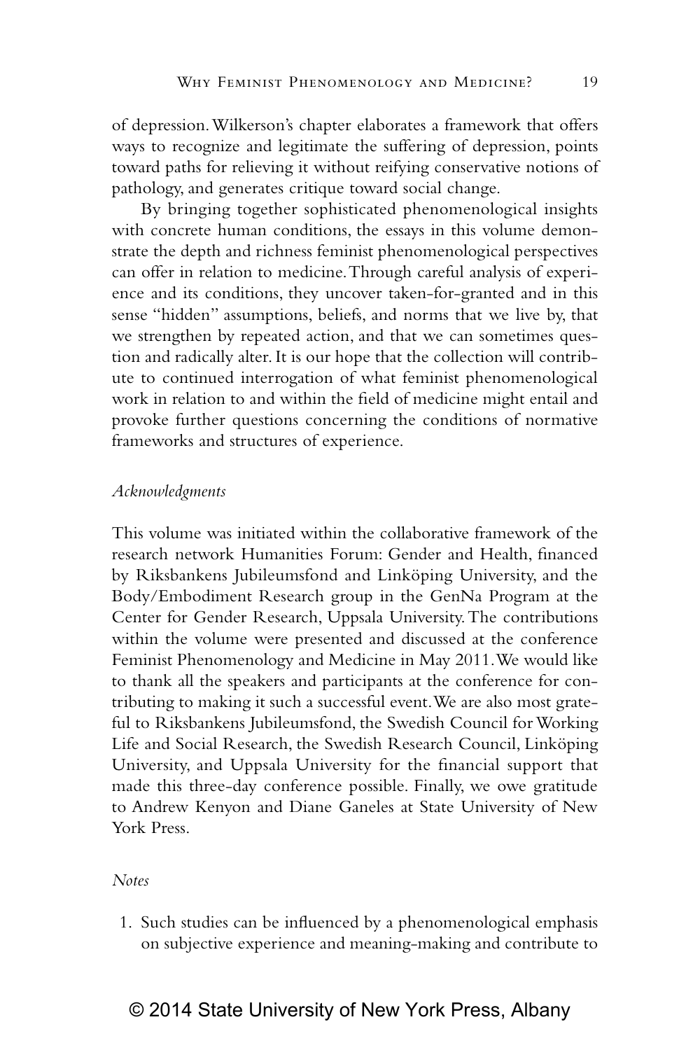of depression. Wilkerson's chapter elaborates a framework that offers ways to recognize and legitimate the suffering of depression, points toward paths for relieving it without reifying conservative notions of pathology, and generates critique toward social change.

By bringing together sophisticated phenomenological insights with concrete human conditions, the essays in this volume demonstrate the depth and richness feminist phenomenological perspectives can offer in relation to medicine. Through careful analysis of experience and its conditions, they uncover taken-for-granted and in this sense "hidden" assumptions, beliefs, and norms that we live by, that we strengthen by repeated action, and that we can sometimes question and radically alter. It is our hope that the collection will contribute to continued interrogation of what feminist phenomenological work in relation to and within the field of medicine might entail and provoke further questions concerning the conditions of normative frameworks and structures of experience.

*Acknowledgments*

This volume was initiated within the collaborative framework of the research network Humanities Forum: Gender and Health, financed by Riksbankens Jubileumsfond and Linköping University, and the Body/Embodiment Research group in the GenNa Program at the Center for Gender Research, Uppsala University. The contributions within the volume were presented and discussed at the conference Feminist Phenomenology and Medicine in May 2011. We would like to thank all the speakers and participants at the conference for contributing to making it such a successful event. We are also most grateful to Riksbankens Jubileumsfond, the Swedish Council for Working Life and Social Research, the Swedish Research Council, Linköping University, and Uppsala University for the financial support that made this three-day conference possible. Finally, we owe gratitude to Andrew Kenyon and Diane Ganeles at State University of New York Press.

*Notes*

1. Such studies can be influenced by a phenomenological emphasis on subjective experience and meaning-making and contribute to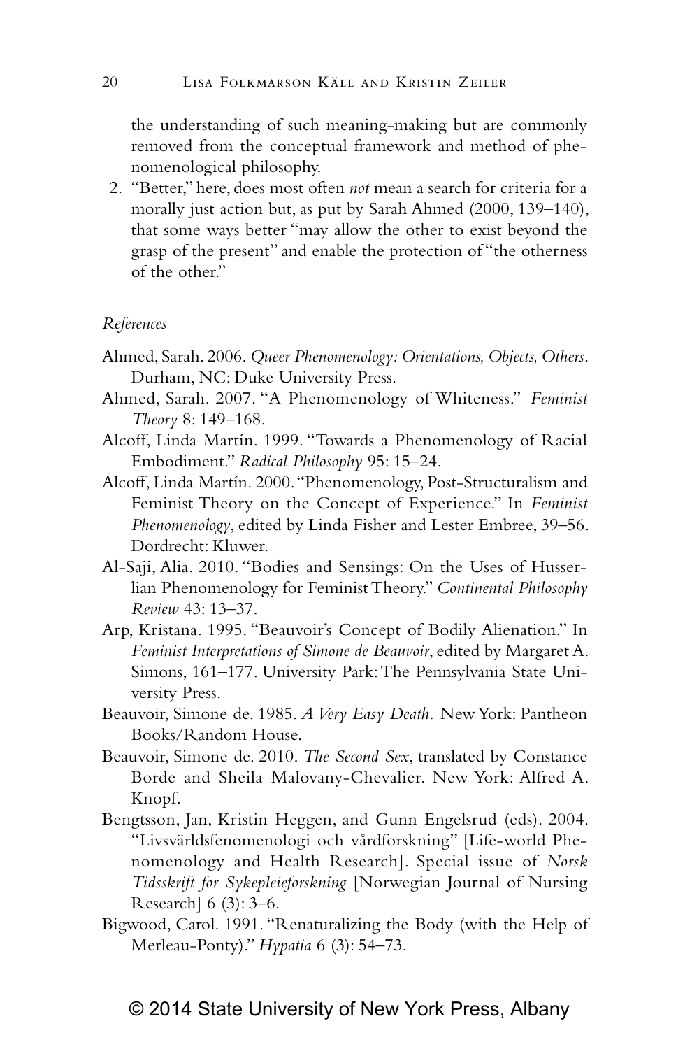the understanding of such meaning-making but are commonly removed from the conceptual framework and method of phenomenological philosophy.

2. "Better," here, does most often *not* mean a search for criteria for a morally just action but, as put by Sarah Ahmed (2000, 139–140), that some ways better "may allow the other to exist beyond the grasp of the present" and enable the protection of "the otherness of the other."

*References*

Ahmed, Sarah. 2006. *Queer Phenomenology: Orientations, Objects, Others*. Durham, NC: Duke University Press.

Ahmed, Sarah. 2007. "A Phenomenology of Whiteness." *Feminist Theory* 8: 149–168.

Alcoff, Linda Martín. 1999. "Towards a Phenomenology of Racial Embodiment." *Radical Philosophy* 95: 15–24.

Alcoff, Linda Martín. 2000. "Phenomenology, Post-Structuralism and Feminist Theory on the Concept of Experience." In *Feminist Phenomenology*, edited by Linda Fisher and Lester Embree, 39–56. Dordrecht: Kluwer.

Al-Saji, Alia. 2010. "Bodies and Sensings: On the Uses of Husserlian Phenomenology for Feminist Theory." *Continental Philosophy Review* 43: 13–37.

Arp, Kristana. 1995. "Beauvoir's Concept of Bodily Alienation." In *Feminist Interpretations of Simone de Beauvoir*, edited by Margaret A. Simons, 161–177. University Park: The Pennsylvania State University Press.

Beauvoir, Simone de. 1985. *A Very Easy Death.* New York: Pantheon Books/Random House.

Beauvoir, Simone de. 2010. *The Second Sex*, translated by Constance Borde and Sheila Malovany-Chevalier. New York: Alfred A. Knopf.

Bengtsson, Jan, Kristin Heggen, and Gunn Engelsrud (eds). 2004. "Livsvärldsfenomenologi och vårdforskning" [Life-world Phenomenology and Health Research]. Special issue of *Norsk Tidsskrift for Sykepleieforskning* [Norwegian Journal of Nursing Research] 6 (3): 3–6.

Bigwood, Carol. 1991. "Renaturalizing the Body (with the Help of Merleau-Ponty)." *Hypatia* 6 (3): 54–73.

© 2014 State University of New York Press, Albany